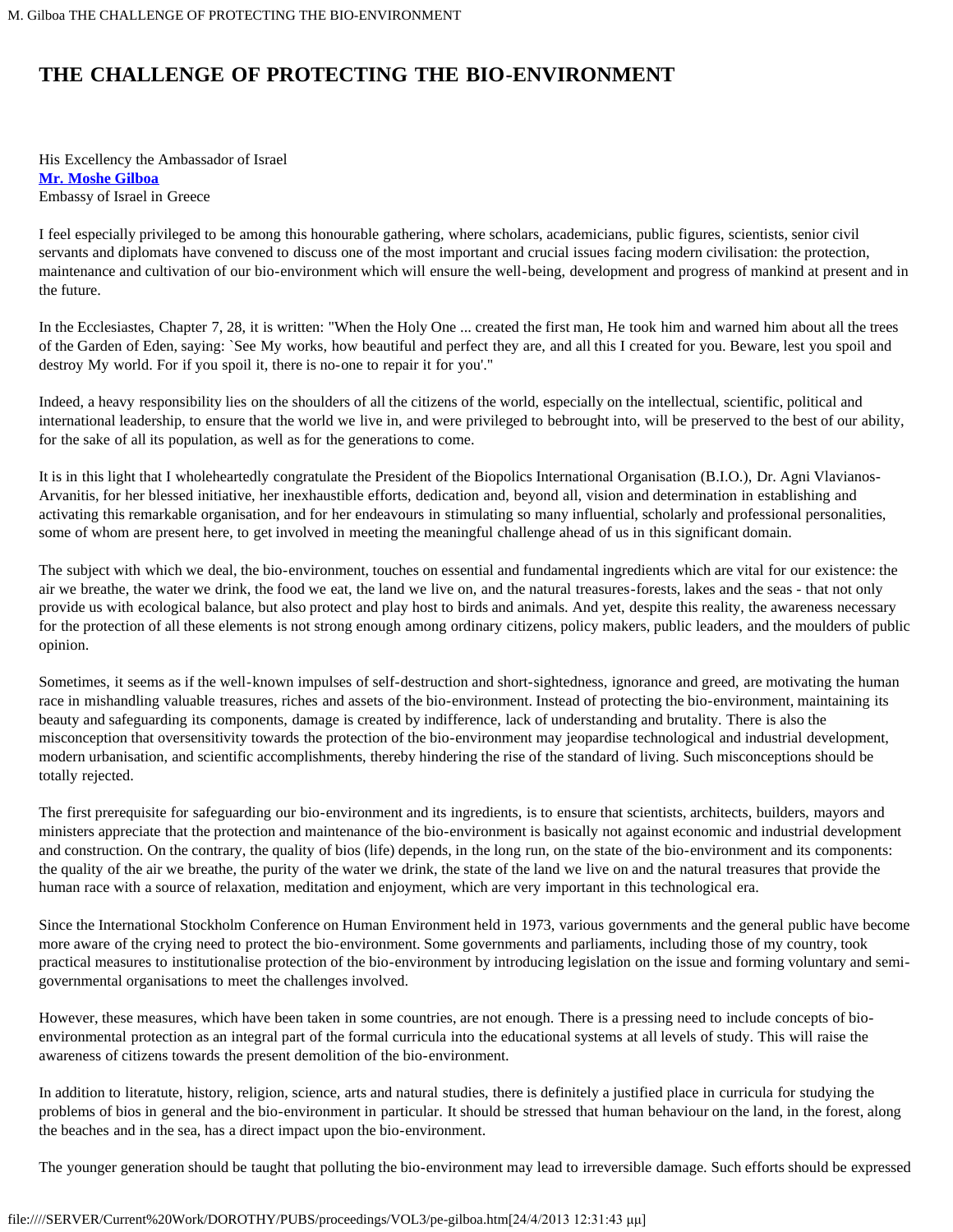# THE CHALLENGE OF PROTECTING THE BIO-ENVIRONMENT

His Excellency the Ambassador of Israel
**Mr. Moshe Gilboa**
Embassy of Israel in Greece

I feel especially privileged to be among this honourable gathering, where scholars, academicians, public figures, scientists, senior civil servants and diplomats have convened to discuss one of the most important and crucial issues facing modern civilisation: the protection, maintenance and cultivation of our bio-environment which will ensure the well-being, development and progress of mankind at present and in the future.

In the Ecclesiastes, Chapter 7, 28, it is written: "When the Holy One ... created the first man, He took him and warned him about all the trees of the Garden of Eden, saying: `See My works, how beautiful and perfect they are, and all this I created for you. Beware, lest you spoil and destroy My world. For if you spoil it, there is no-one to repair it for you'."

Indeed, a heavy responsibility lies on the shoulders of all the citizens of the world, especially on the intellectual, scientific, political and international leadership, to ensure that the world we live in, and were privileged to bebrought into, will be preserved to the best of our ability, for the sake of all its population, as well as for the generations to come.

It is in this light that I wholeheartedly congratulate the President of the Biopolics International Organisation (B.I.O.), Dr. Agni Vlavianos-Arvanitis, for her blessed initiative, her inexhaustible efforts, dedication and, beyond all, vision and determination in establishing and activating this remarkable organisation, and for her endeavours in stimulating so many influential, scholarly and professional personalities, some of whom are present here, to get involved in meeting the meaningful challenge ahead of us in this significant domain.

The subject with which we deal, the bio-environment, touches on essential and fundamental ingredients which are vital for our existence: the air we breathe, the water we drink, the food we eat, the land we live on, and the natural treasures-forests, lakes and the seas - that not only provide us with ecological balance, but also protect and play host to birds and animals. And yet, despite this reality, the awareness necessary for the protection of all these elements is not strong enough among ordinary citizens, policy makers, public leaders, and the moulders of public opinion.

Sometimes, it seems as if the well-known impulses of self-destruction and short-sightedness, ignorance and greed, are motivating the human race in mishandling valuable treasures, riches and assets of the bio-environment. Instead of protecting the bio-environment, maintaining its beauty and safeguarding its components, damage is created by indifference, lack of understanding and brutality. There is also the misconception that oversensitivity towards the protection of the bio-environment may jeopardise technological and industrial development, modern urbanisation, and scientific accomplishments, thereby hindering the rise of the standard of living. Such misconceptions should be totally rejected.

The first prerequisite for safeguarding our bio-environment and its ingredients, is to ensure that scientists, architects, builders, mayors and ministers appreciate that the protection and maintenance of the bio-environment is basically not against economic and industrial development and construction. On the contrary, the quality of bios (life) depends, in the long run, on the state of the bio-environment and its components: the quality of the air we breathe, the purity of the water we drink, the state of the land we live on and the natural treasures that provide the human race with a source of relaxation, meditation and enjoyment, which are very important in this technological era.

Since the International Stockholm Conference on Human Environment held in 1973, various governments and the general public have become more aware of the crying need to protect the bio-environment. Some governments and parliaments, including those of my country, took practical measures to institutionalise protection of the bio-environment by introducing legislation on the issue and forming voluntary and semi-governmental organisations to meet the challenges involved.

However, these measures, which have been taken in some countries, are not enough. There is a pressing need to include concepts of bio-environmental protection as an integral part of the formal curricula into the educational systems at all levels of study. This will raise the awareness of citizens towards the present demolition of the bio-environment.

In addition to literatute, history, religion, science, arts and natural studies, there is definitely a justified place in curricula for studying the problems of bios in general and the bio-environment in particular. It should be stressed that human behaviour on the land, in the forest, along the beaches and in the sea, has a direct impact upon the bio-environment.

The younger generation should be taught that polluting the bio-environment may lead to irreversible damage. Such efforts should be expressed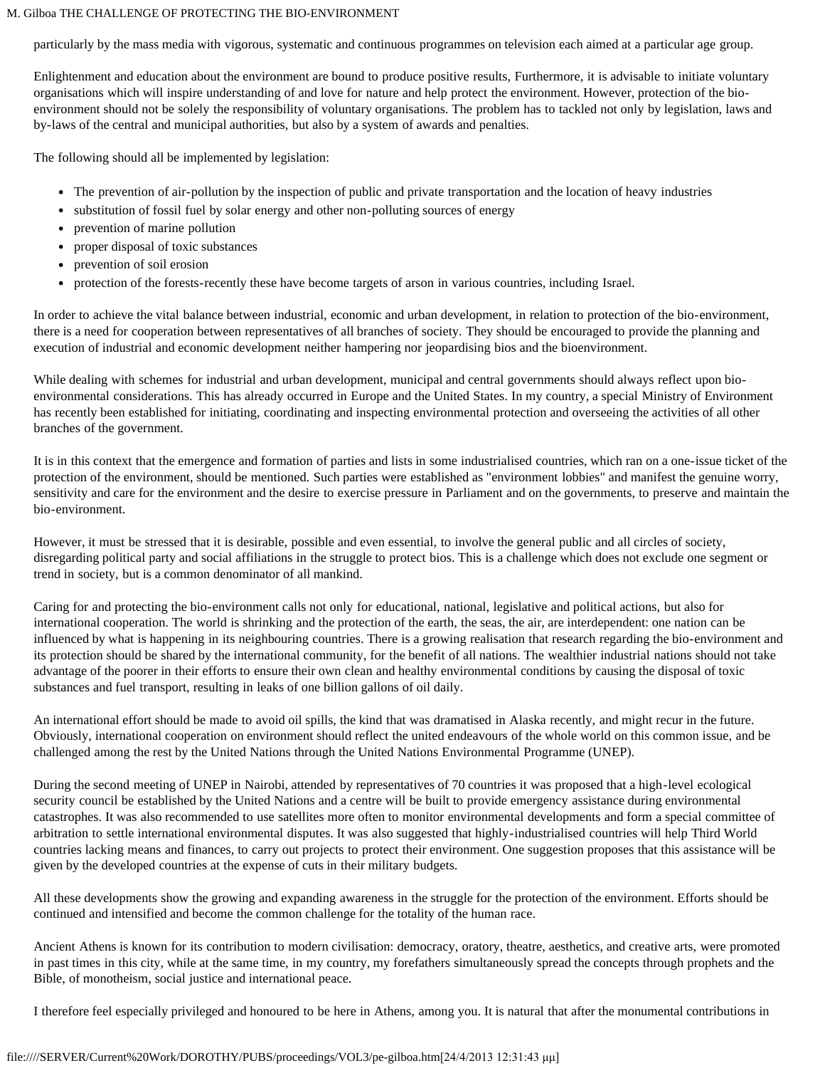particularly by the mass media with vigorous, systematic and continuous programmes on television each aimed at a particular age group.

Enlightenment and education about the environment are bound to produce positive results, Furthermore, it is advisable to initiate voluntary organisations which will inspire understanding of and love for nature and help protect the environment. However, protection of the bio-environment should not be solely the responsibility of voluntary organisations. The problem has to tackled not only by legislation, laws and by-laws of the central and municipal authorities, but also by a system of awards and penalties.

The following should all be implemented by legislation:

- The prevention of air-pollution by the inspection of public and private transportation and the location of heavy industries
- substitution of fossil fuel by solar energy and other non-polluting sources of energy
- prevention of marine pollution
- proper disposal of toxic substances
- prevention of soil erosion
- protection of the forests-recently these have become targets of arson in various countries, including Israel.

In order to achieve the vital balance between industrial, economic and urban development, in relation to protection of the bio-environment, there is a need for cooperation between representatives of all branches of society. They should be encouraged to provide the planning and execution of industrial and economic development neither hampering nor jeopardising bios and the bioenvironment.

While dealing with schemes for industrial and urban development, municipal and central governments should always reflect upon bio-environmental considerations. This has already occurred in Europe and the United States. In my country, a special Ministry of Environment has recently been established for initiating, coordinating and inspecting environmental protection and overseeing the activities of all other branches of the government.

It is in this context that the emergence and formation of parties and lists in some industrialised countries, which ran on a one-issue ticket of the protection of the environment, should be mentioned. Such parties were established as "environment lobbies" and manifest the genuine worry, sensitivity and care for the environment and the desire to exercise pressure in Parliament and on the governments, to preserve and maintain the bio-environment.

However, it must be stressed that it is desirable, possible and even essential, to involve the general public and all circles of society, disregarding political party and social affiliations in the struggle to protect bios. This is a challenge which does not exclude one segment or trend in society, but is a common denominator of all mankind.

Caring for and protecting the bio-environment calls not only for educational, national, legislative and political actions, but also for international cooperation. The world is shrinking and the protection of the earth, the seas, the air, are interdependent: one nation can be influenced by what is happening in its neighbouring countries. There is a growing realisation that research regarding the bio-environment and its protection should be shared by the international community, for the benefit of all nations. The wealthier industrial nations should not take advantage of the poorer in their efforts to ensure their own clean and healthy environmental conditions by causing the disposal of toxic substances and fuel transport, resulting in leaks of one billion gallons of oil daily.

An international effort should be made to avoid oil spills, the kind that was dramatised in Alaska recently, and might recur in the future. Obviously, international cooperation on environment should reflect the united endeavours of the whole world on this common issue, and be challenged among the rest by the United Nations through the United Nations Environmental Programme (UNEP).

During the second meeting of UNEP in Nairobi, attended by representatives of 70 countries it was proposed that a high-level ecological security council be established by the United Nations and a centre will be built to provide emergency assistance during environmental catastrophes. It was also recommended to use satellites more often to monitor environmental developments and form a special committee of arbitration to settle international environmental disputes. It was also suggested that highly-industrialised countries will help Third World countries lacking means and finances, to carry out projects to protect their environment. One suggestion proposes that this assistance will be given by the developed countries at the expense of cuts in their military budgets.

All these developments show the growing and expanding awareness in the struggle for the protection of the environment. Efforts should be continued and intensified and become the common challenge for the totality of the human race.

Ancient Athens is known for its contribution to modern civilisation: democracy, oratory, theatre, aesthetics, and creative arts, were promoted in past times in this city, while at the same time, in my country, my forefathers simultaneously spread the concepts through prophets and the Bible, of monotheism, social justice and international peace.

I therefore feel especially privileged and honoured to be here in Athens, among you. It is natural that after the monumental contributions in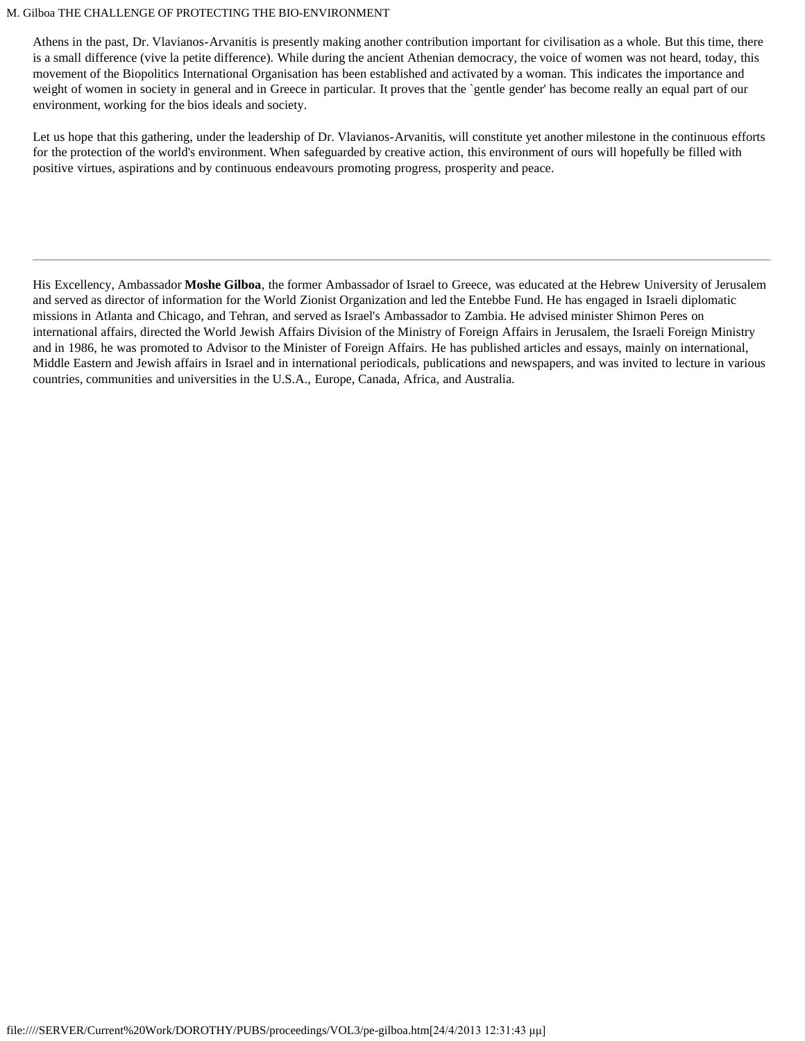Athens in the past, Dr. Vlavianos-Arvanitis is presently making another contribution important for civilisation as a whole. But this time, there is a small difference (vive la petite difference). While during the ancient Athenian democracy, the voice of women was not heard, today, this movement of the Biopolitics International Organisation has been established and activated by a woman. This indicates the importance and weight of women in society in general and in Greece in particular. It proves that the `gentle gender' has become really an equal part of our environment, working for the bios ideals and society.

Let us hope that this gathering, under the leadership of Dr. Vlavianos-Arvanitis, will constitute yet another milestone in the continuous efforts for the protection of the world's environment. When safeguarded by creative action, this environment of ours will hopefully be filled with positive virtues, aspirations and by continuous endeavours promoting progress, prosperity and peace.

---

His Excellency, Ambassador **Moshe Gilboa**, the former Ambassador of Israel to Greece, was educated at the Hebrew University of Jerusalem and served as director of information for the World Zionist Organization and led the Entebbe Fund. He has engaged in Israeli diplomatic missions in Atlanta and Chicago, and Tehran, and served as Israel's Ambassador to Zambia. He advised minister Shimon Peres on international affairs, directed the World Jewish Affairs Division of the Ministry of Foreign Affairs in Jerusalem, the Israeli Foreign Ministry and in 1986, he was promoted to Advisor to the Minister of Foreign Affairs. He has published articles and essays, mainly on international, Middle Eastern and Jewish affairs in Israel and in international periodicals, publications and newspapers, and was invited to lecture in various countries, communities and universities in the U.S.A., Europe, Canada, Africa, and Australia.